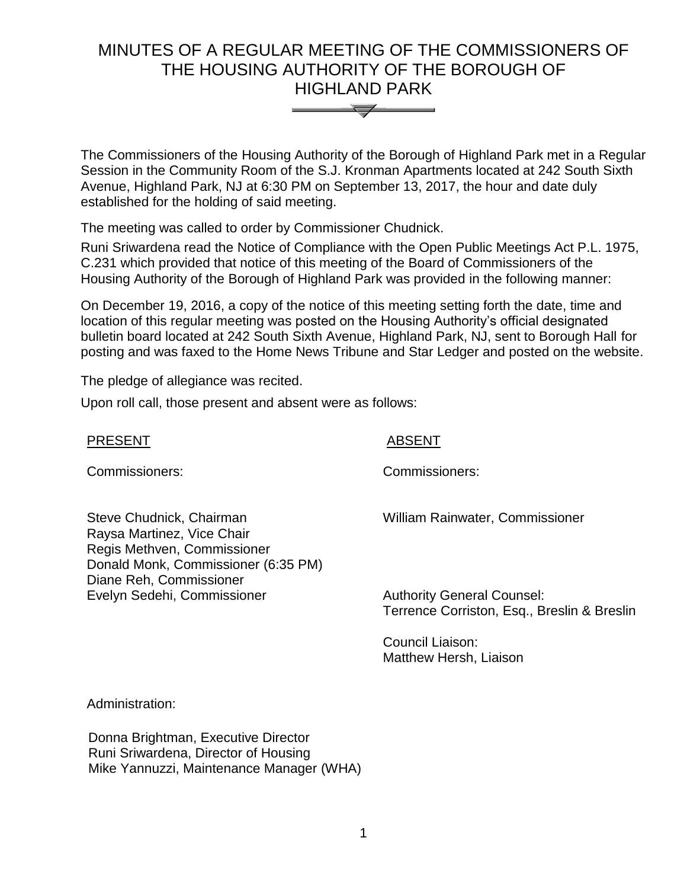# MINUTES OF A REGULAR MEETING OF THE COMMISSIONERS OF THE HOUSING AUTHORITY OF THE BOROUGH OF HIGHLAND PARK

The Commissioners of the Housing Authority of the Borough of Highland Park met in a Regular Session in the Community Room of the S.J. Kronman Apartments located at 242 South Sixth Avenue, Highland Park, NJ at 6:30 PM on September 13, 2017, the hour and date duly established for the holding of said meeting.

The meeting was called to order by Commissioner Chudnick.

Runi Sriwardena read the Notice of Compliance with the Open Public Meetings Act P.L. 1975, C.231 which provided that notice of this meeting of the Board of Commissioners of the Housing Authority of the Borough of Highland Park was provided in the following manner:

On December 19, 2016, a copy of the notice of this meeting setting forth the date, time and location of this regular meeting was posted on the Housing Authority's official designated bulletin board located at 242 South Sixth Avenue, Highland Park, NJ, sent to Borough Hall for posting and was faxed to the Home News Tribune and Star Ledger and posted on the website.

The pledge of allegiance was recited.

Upon roll call, those present and absent were as follows:

| PRESENT | ABSENT |
|---|---|
| Commissioners: | Commissioners: |
| Steve Chudnick, Chairman<br>Raysa Martinez, Vice Chair<br>Regis Methven, Commissioner<br>Donald Monk, Commissioner (6:35 PM)<br>Diane Reh, Commissioner<br>Evelyn Sedehi, Commissioner | William Rainwater, Commissioner |
| | Authority General Counsel:<br>Terrence Corriston, Esq., Breslin & Breslin |
| | Council Liaison:<br>Matthew Hersh, Liaison |

Administration:

Donna Brightman, Executive Director
Runi Sriwardena, Director of Housing
Mike Yannuzzi, Maintenance Manager (WHA)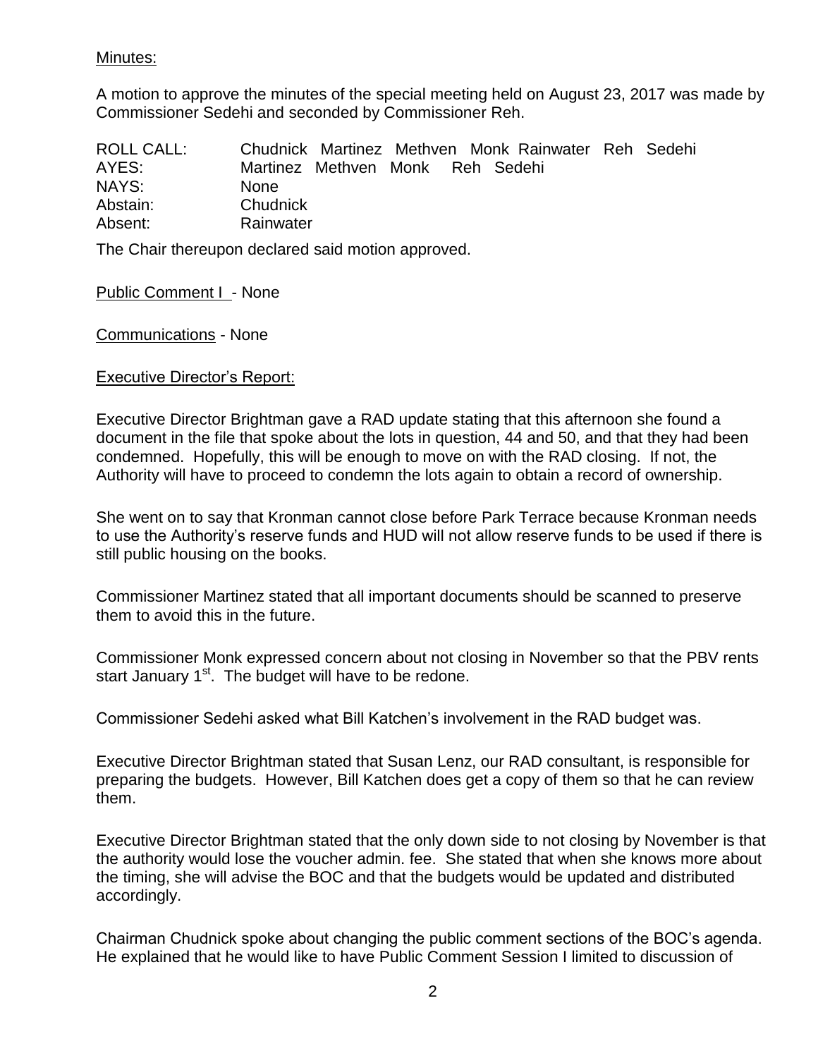Minutes:

A motion to approve the minutes of the special meeting held on August 23, 2017 was made by Commissioner Sedehi and seconded by Commissioner Reh.

| | |
|---|---|
| ROLL CALL: | Chudnick Martinez Methven Monk Rainwater Reh Sedehi |
| AYES: | Martinez Methven Monk Reh Sedehi |
| NAYS: | None |
| Abstain: | Chudnick |
| Absent: | Rainwater |

The Chair thereupon declared said motion approved.

Public Comment I - None

Communications - None

Executive Director's Report:

Executive Director Brightman gave a RAD update stating that this afternoon she found a document in the file that spoke about the lots in question, 44 and 50, and that they had been condemned. Hopefully, this will be enough to move on with the RAD closing. If not, the Authority will have to proceed to condemn the lots again to obtain a record of ownership.

She went on to say that Kronman cannot close before Park Terrace because Kronman needs to use the Authority's reserve funds and HUD will not allow reserve funds to be used if there is still public housing on the books.

Commissioner Martinez stated that all important documents should be scanned to preserve them to avoid this in the future.

Commissioner Monk expressed concern about not closing in November so that the PBV rents start January 1st. The budget will have to be redone.

Commissioner Sedehi asked what Bill Katchen's involvement in the RAD budget was.

Executive Director Brightman stated that Susan Lenz, our RAD consultant, is responsible for preparing the budgets. However, Bill Katchen does get a copy of them so that he can review them.

Executive Director Brightman stated that the only down side to not closing by November is that the authority would lose the voucher admin. fee. She stated that when she knows more about the timing, she will advise the BOC and that the budgets would be updated and distributed accordingly.

Chairman Chudnick spoke about changing the public comment sections of the BOC's agenda. He explained that he would like to have Public Comment Session I limited to discussion of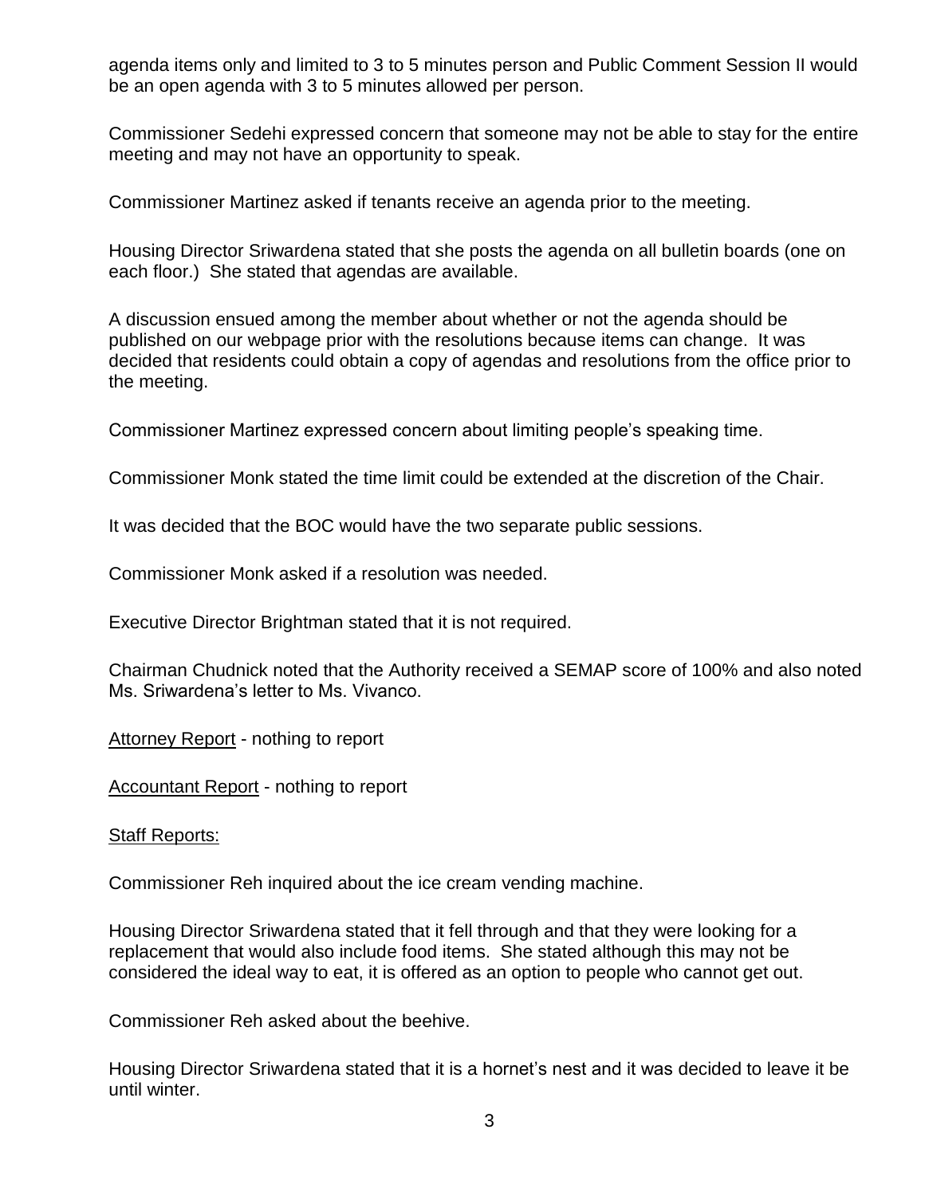agenda items only and limited to 3 to 5 minutes person and Public Comment Session II would be an open agenda with 3 to 5 minutes allowed per person.

Commissioner Sedehi expressed concern that someone may not be able to stay for the entire meeting and may not have an opportunity to speak.

Commissioner Martinez asked if tenants receive an agenda prior to the meeting.

Housing Director Sriwardena stated that she posts the agenda on all bulletin boards (one on each floor.) She stated that agendas are available.

A discussion ensued among the member about whether or not the agenda should be published on our webpage prior with the resolutions because items can change. It was decided that residents could obtain a copy of agendas and resolutions from the office prior to the meeting.

Commissioner Martinez expressed concern about limiting people's speaking time.

Commissioner Monk stated the time limit could be extended at the discretion of the Chair.

It was decided that the BOC would have the two separate public sessions.

Commissioner Monk asked if a resolution was needed.

Executive Director Brightman stated that it is not required.

Chairman Chudnick noted that the Authority received a SEMAP score of 100% and also noted Ms. Sriwardena's letter to Ms. Vivanco.

<u>Attorney Report</u> - nothing to report

<u>Accountant Report</u> - nothing to report

<u>Staff Reports:</u>

Commissioner Reh inquired about the ice cream vending machine.

Housing Director Sriwardena stated that it fell through and that they were looking for a replacement that would also include food items. She stated although this may not be considered the ideal way to eat, it is offered as an option to people who cannot get out.

Commissioner Reh asked about the beehive.

Housing Director Sriwardena stated that it is a hornet's nest and it was decided to leave it be until winter.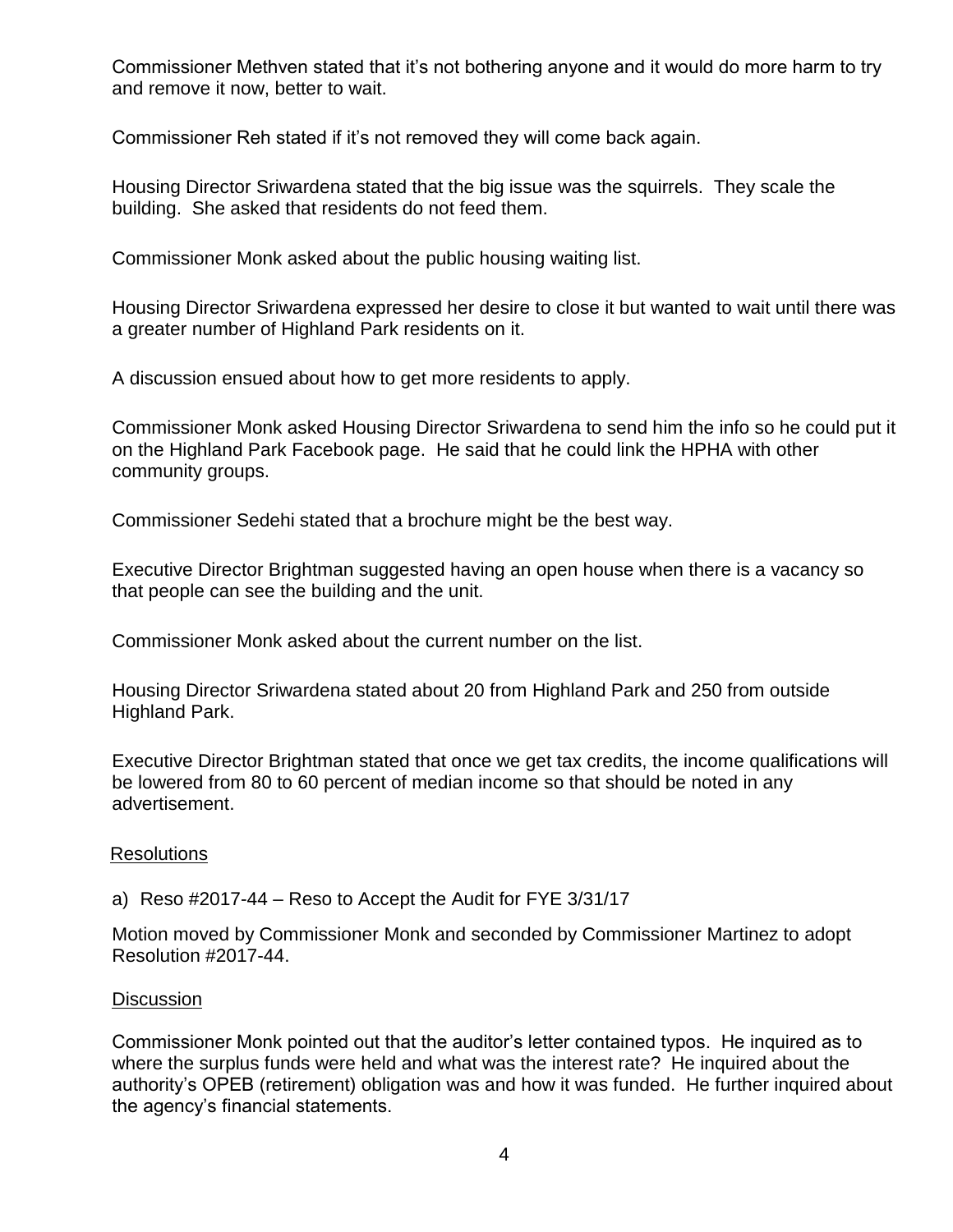Commissioner Methven stated that it's not bothering anyone and it would do more harm to try and remove it now, better to wait.

Commissioner Reh stated if it's not removed they will come back again.

Housing Director Sriwardena stated that the big issue was the squirrels. They scale the building. She asked that residents do not feed them.

Commissioner Monk asked about the public housing waiting list.

Housing Director Sriwardena expressed her desire to close it but wanted to wait until there was a greater number of Highland Park residents on it.

A discussion ensued about how to get more residents to apply.

Commissioner Monk asked Housing Director Sriwardena to send him the info so he could put it on the Highland Park Facebook page. He said that he could link the HPHA with other community groups.

Commissioner Sedehi stated that a brochure might be the best way.

Executive Director Brightman suggested having an open house when there is a vacancy so that people can see the building and the unit.

Commissioner Monk asked about the current number on the list.

Housing Director Sriwardena stated about 20 from Highland Park and 250 from outside Highland Park.

Executive Director Brightman stated that once we get tax credits, the income qualifications will be lowered from 80 to 60 percent of median income so that should be noted in any advertisement.

<u>Resolutions</u>

a) Reso #2017-44 – Reso to Accept the Audit for FYE 3/31/17

Motion moved by Commissioner Monk and seconded by Commissioner Martinez to adopt Resolution #2017-44.

<u>Discussion</u>

Commissioner Monk pointed out that the auditor's letter contained typos. He inquired as to where the surplus funds were held and what was the interest rate? He inquired about the authority's OPEB (retirement) obligation was and how it was funded. He further inquired about the agency's financial statements.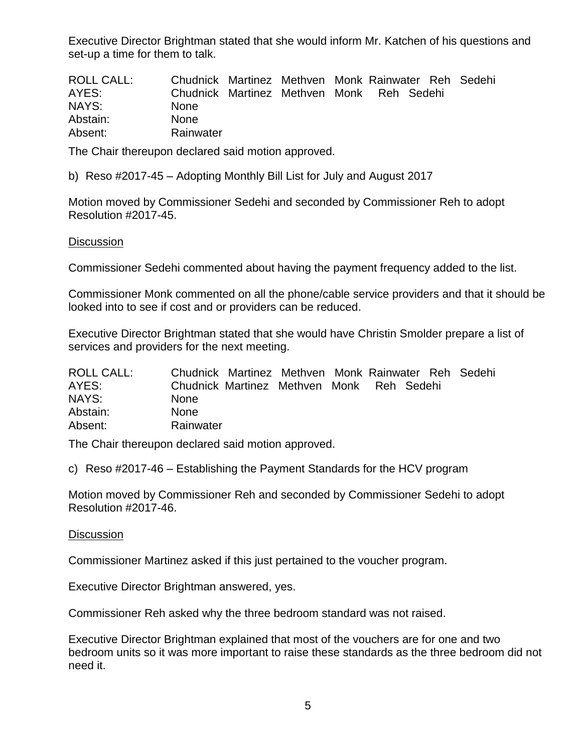Executive Director Brightman stated that she would inform Mr. Katchen of his questions and set-up a time for them to talk.

| | |
|---|---|
| ROLL CALL: | Chudnick Martinez Methven Monk Rainwater Reh Sedehi |
| AYES: | Chudnick Martinez Methven Monk Reh Sedehi |
| NAYS: | None |
| Abstain: | None |
| Absent: | Rainwater |

The Chair thereupon declared said motion approved.

b) Reso #2017-45 – Adopting Monthly Bill List for July and August 2017

Motion moved by Commissioner Sedehi and seconded by Commissioner Reh to adopt Resolution #2017-45.

<u>Discussion</u>

Commissioner Sedehi commented about having the payment frequency added to the list.

Commissioner Monk commented on all the phone/cable service providers and that it should be looked into to see if cost and or providers can be reduced.

Executive Director Brightman stated that she would have Christin Smolder prepare a list of services and providers for the next meeting.

| | |
|---|---|
| ROLL CALL: | Chudnick Martinez Methven Monk Rainwater Reh Sedehi |
| AYES: | Chudnick Martinez Methven Monk Reh Sedehi |
| NAYS: | None |
| Abstain: | None |
| Absent: | Rainwater |

The Chair thereupon declared said motion approved.

c) Reso #2017-46 – Establishing the Payment Standards for the HCV program

Motion moved by Commissioner Reh and seconded by Commissioner Sedehi to adopt Resolution #2017-46.

<u>Discussion</u>

Commissioner Martinez asked if this just pertained to the voucher program.

Executive Director Brightman answered, yes.

Commissioner Reh asked why the three bedroom standard was not raised.

Executive Director Brightman explained that most of the vouchers are for one and two bedroom units so it was more important to raise these standards as the three bedroom did not need it.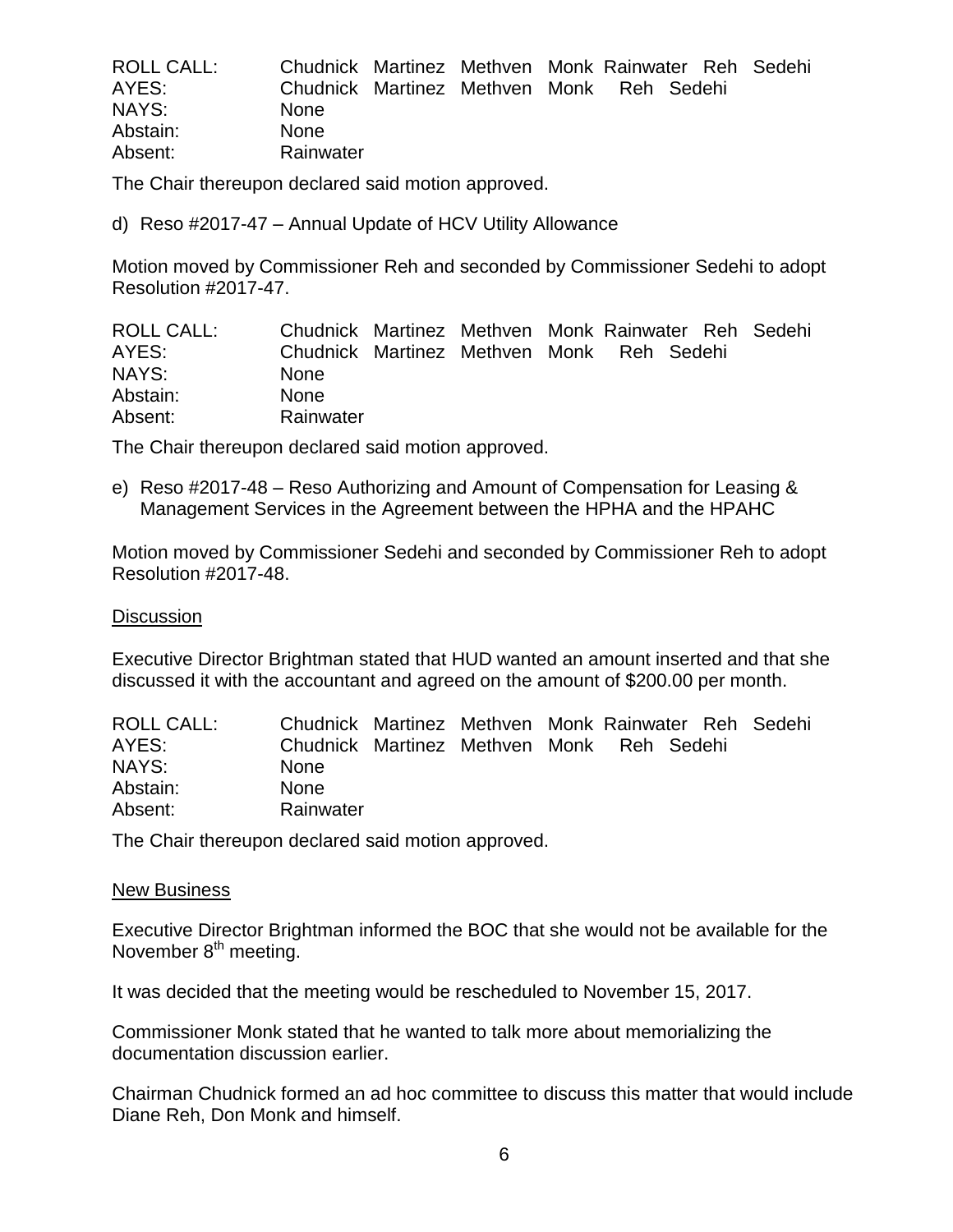| | |
|---|---|
| ROLL CALL: | Chudnick Martinez Methven Monk Rainwater Reh Sedehi |
| AYES: | Chudnick Martinez Methven Monk Reh Sedehi |
| NAYS: | None |
| Abstain: | None |
| Absent: | Rainwater |

The Chair thereupon declared said motion approved.

d) Reso #2017-47 – Annual Update of HCV Utility Allowance

Motion moved by Commissioner Reh and seconded by Commissioner Sedehi to adopt Resolution #2017-47.

| | |
|---|---|
| ROLL CALL: | Chudnick Martinez Methven Monk Rainwater Reh Sedehi |
| AYES: | Chudnick Martinez Methven Monk Reh Sedehi |
| NAYS: | None |
| Abstain: | None |
| Absent: | Rainwater |

The Chair thereupon declared said motion approved.

e) Reso #2017-48 – Reso Authorizing and Amount of Compensation for Leasing & Management Services in the Agreement between the HPHA and the HPAHC

Motion moved by Commissioner Sedehi and seconded by Commissioner Reh to adopt Resolution #2017-48.

<u>Discussion</u>

Executive Director Brightman stated that HUD wanted an amount inserted and that she discussed it with the accountant and agreed on the amount of $200.00 per month.

| | |
|---|---|
| ROLL CALL: | Chudnick Martinez Methven Monk Rainwater Reh Sedehi |
| AYES: | Chudnick Martinez Methven Monk Reh Sedehi |
| NAYS: | None |
| Abstain: | None |
| Absent: | Rainwater |

The Chair thereupon declared said motion approved.

<u>New Business</u>

Executive Director Brightman informed the BOC that she would not be available for the November 8th meeting.

It was decided that the meeting would be rescheduled to November 15, 2017.

Commissioner Monk stated that he wanted to talk more about memorializing the documentation discussion earlier.

Chairman Chudnick formed an ad hoc committee to discuss this matter that would include Diane Reh, Don Monk and himself.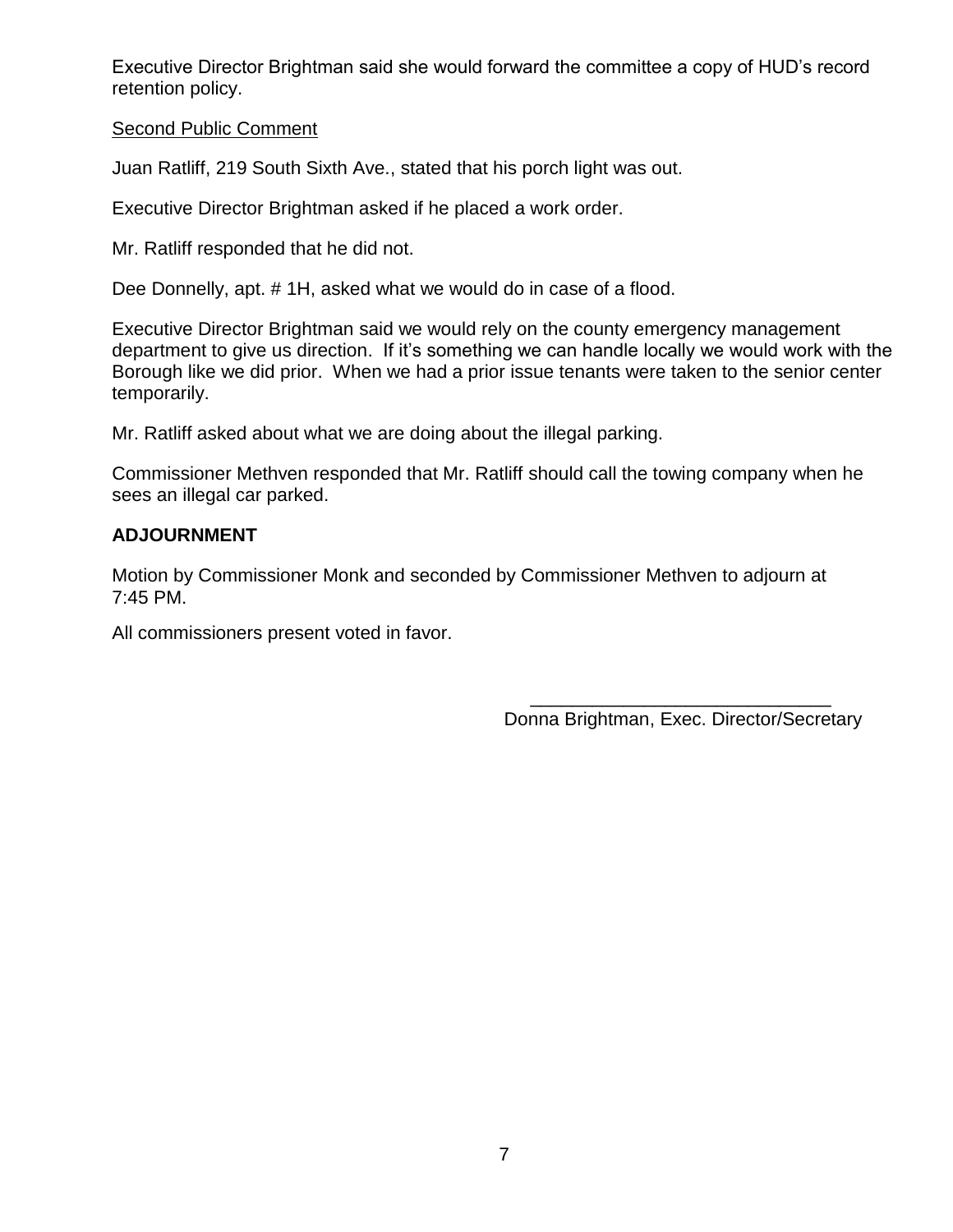Executive Director Brightman said she would forward the committee a copy of HUD's record retention policy.

Second Public Comment

Juan Ratliff, 219 South Sixth Ave., stated that his porch light was out.

Executive Director Brightman asked if he placed a work order.

Mr. Ratliff responded that he did not.

Dee Donnelly, apt. # 1H, asked what we would do in case of a flood.

Executive Director Brightman said we would rely on the county emergency management department to give us direction. If it's something we can handle locally we would work with the Borough like we did prior. When we had a prior issue tenants were taken to the senior center temporarily.

Mr. Ratliff asked about what we are doing about the illegal parking.

Commissioner Methven responded that Mr. Ratliff should call the towing company when he sees an illegal car parked.

**ADJOURNMENT**

Motion by Commissioner Monk and seconded by Commissioner Methven to adjourn at 7:45 PM.

All commissioners present voted in favor.

\_\_\_\_\_\_\_\_\_\_\_\_\_\_\_\_\_\_\_\_\_\_\_\_\_\_\_\_\_\_
Donna Brightman, Exec. Director/Secretary